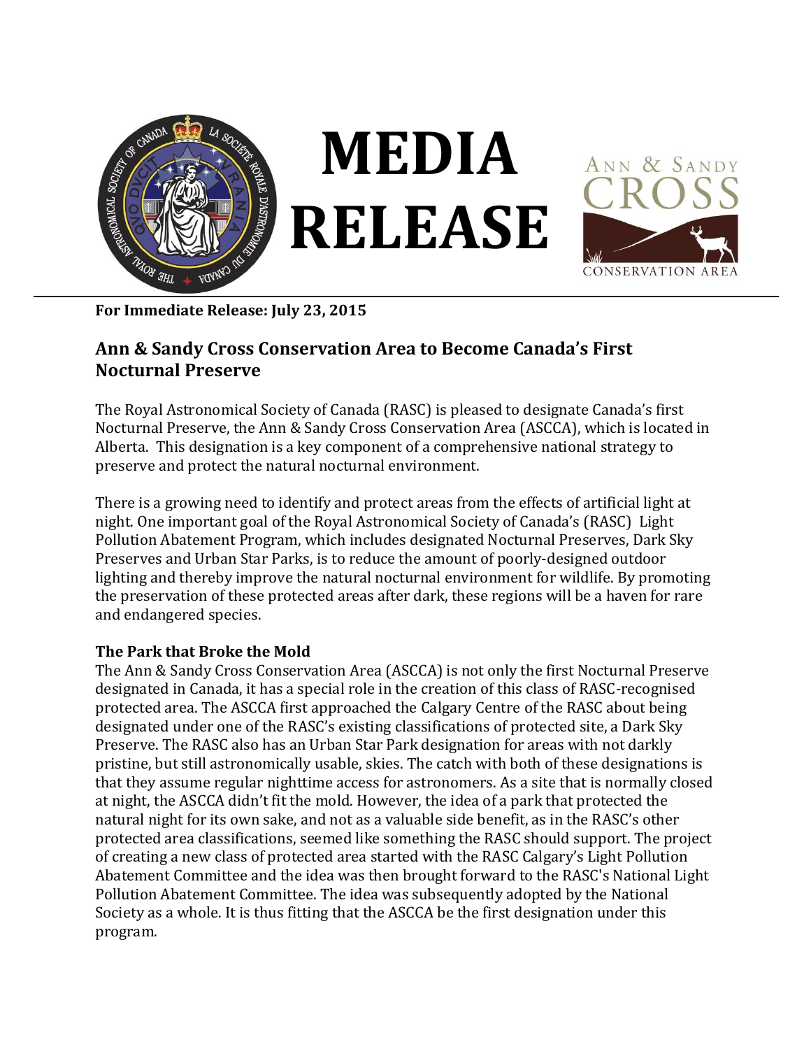# MEDIA RELEASE

**For Immediate Release: July 23, 2015**

## Ann & Sandy Cross Conservation Area to Become Canada's First Nocturnal Preserve

The Royal Astronomical Society of Canada (RASC) is pleased to designate Canada's first Nocturnal Preserve, the Ann & Sandy Cross Conservation Area (ASCCA), which is located in Alberta. This designation is a key component of a comprehensive national strategy to preserve and protect the natural nocturnal environment.

There is a growing need to identify and protect areas from the effects of artificial light at night. One important goal of the Royal Astronomical Society of Canada's (RASC) Light Pollution Abatement Program, which includes designated Nocturnal Preserves, Dark Sky Preserves and Urban Star Parks, is to reduce the amount of poorly-designed outdoor lighting and thereby improve the natural nocturnal environment for wildlife. By promoting the preservation of these protected areas after dark, these regions will be a haven for rare and endangered species.

### The Park that Broke the Mold

The Ann & Sandy Cross Conservation Area (ASCCA) is not only the first Nocturnal Preserve designated in Canada, it has a special role in the creation of this class of RASC-recognised protected area. The ASCCA first approached the Calgary Centre of the RASC about being designated under one of the RASC's existing classifications of protected site, a Dark Sky Preserve. The RASC also has an Urban Star Park designation for areas with not darkly pristine, but still astronomically usable, skies. The catch with both of these designations is that they assume regular nighttime access for astronomers. As a site that is normally closed at night, the ASCCA didn't fit the mold. However, the idea of a park that protected the natural night for its own sake, and not as a valuable side benefit, as in the RASC's other protected area classifications, seemed like something the RASC should support. The project of creating a new class of protected area started with the RASC Calgary's Light Pollution Abatement Committee and the idea was then brought forward to the RASC's National Light Pollution Abatement Committee. The idea was subsequently adopted by the National Society as a whole. It is thus fitting that the ASCCA be the first designation under this program.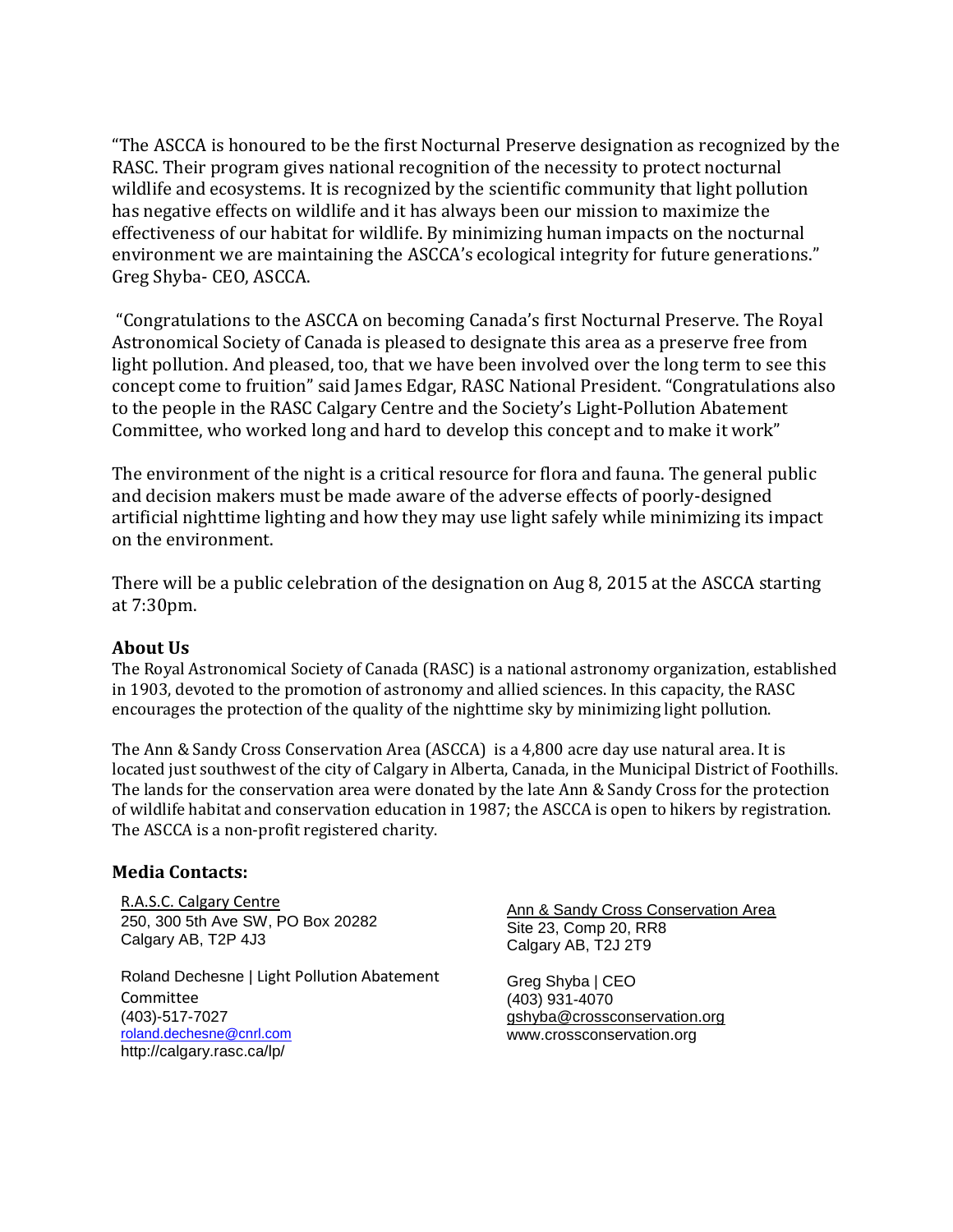"The ASCCA is honoured to be the first Nocturnal Preserve designation as recognized by the RASC. Their program gives national recognition of the necessity to protect nocturnal wildlife and ecosystems. It is recognized by the scientific community that light pollution has negative effects on wildlife and it has always been our mission to maximize the effectiveness of our habitat for wildlife. By minimizing human impacts on the nocturnal environment we are maintaining the ASCCA's ecological integrity for future generations." Greg Shyba- CEO, ASCCA.

"Congratulations to the ASCCA on becoming Canada's first Nocturnal Preserve. The Royal Astronomical Society of Canada is pleased to designate this area as a preserve free from light pollution. And pleased, too, that we have been involved over the long term to see this concept come to fruition" said James Edgar, RASC National President. "Congratulations also to the people in the RASC Calgary Centre and the Society's Light-Pollution Abatement Committee, who worked long and hard to develop this concept and to make it work"

The environment of the night is a critical resource for flora and fauna. The general public and decision makers must be made aware of the adverse effects of poorly-designed artificial nighttime lighting and how they may use light safely while minimizing its impact on the environment.

There will be a public celebration of the designation on Aug 8, 2015 at the ASCCA starting at 7:30pm.

### About Us

The Royal Astronomical Society of Canada (RASC) is a national astronomy organization, established in 1903, devoted to the promotion of astronomy and allied sciences. In this capacity, the RASC encourages the protection of the quality of the nighttime sky by minimizing light pollution.

The Ann & Sandy Cross Conservation Area (ASCCA) is a 4,800 acre day use natural area. It is located just southwest of the city of Calgary in Alberta, Canada, in the Municipal District of Foothills. The lands for the conservation area were donated by the late Ann & Sandy Cross for the protection of wildlife habitat and conservation education in 1987; the ASCCA is open to hikers by registration. The ASCCA is a non-profit registered charity.

### Media Contacts:

R.A.S.C. Calgary Centre
250, 300 5th Ave SW, PO Box 20282
Calgary AB, T2P 4J3

Roland Dechesne | Light Pollution Abatement Committee
(403)-517-7027
roland.dechesne@cnrl.com
http://calgary.rasc.ca/lp/

Ann & Sandy Cross Conservation Area
Site 23, Comp 20, RR8
Calgary AB, T2J 2T9

Greg Shyba | CEO
(403) 931-4070
gshyba@crossconservation.org
www.crossconservation.org